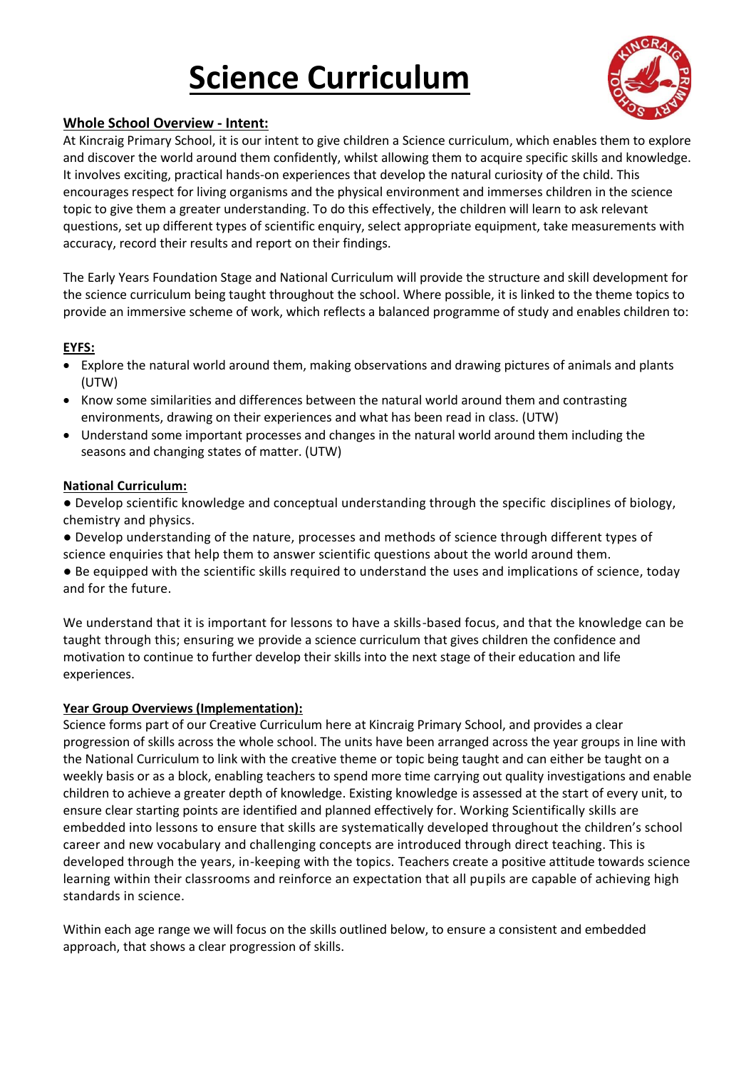# Science Curriculum

**Whole School Overview - Intent:**

At Kincraig Primary School, it is our intent to give children a Science curriculum, which enables them to explore and discover the world around them confidently, whilst allowing them to acquire specific skills and knowledge. It involves exciting, practical hands-on experiences that develop the natural curiosity of the child. This encourages respect for living organisms and the physical environment and immerses children in the science topic to give them a greater understanding. To do this effectively, the children will learn to ask relevant questions, set up different types of scientific enquiry, select appropriate equipment, take measurements with accuracy, record their results and report on their findings.

The Early Years Foundation Stage and National Curriculum will provide the structure and skill development for the science curriculum being taught throughout the school. Where possible, it is linked to the theme topics to provide an immersive scheme of work, which reflects a balanced programme of study and enables children to:

**EYFS:**

- Explore the natural world around them, making observations and drawing pictures of animals and plants (UTW)
- Know some similarities and differences between the natural world around them and contrasting environments, drawing on their experiences and what has been read in class. (UTW)
- Understand some important processes and changes in the natural world around them including the seasons and changing states of matter. (UTW)

**National Curriculum:**

- Develop scientific knowledge and conceptual understanding through the specific disciplines of biology, chemistry and physics.
- Develop understanding of the nature, processes and methods of science through different types of science enquiries that help them to answer scientific questions about the world around them.
- Be equipped with the scientific skills required to understand the uses and implications of science, today and for the future.

We understand that it is important for lessons to have a skills-based focus, and that the knowledge can be taught through this; ensuring we provide a science curriculum that gives children the confidence and motivation to continue to further develop their skills into the next stage of their education and life experiences.

**Year Group Overviews (Implementation):**

Science forms part of our Creative Curriculum here at Kincraig Primary School, and provides a clear progression of skills across the whole school. The units have been arranged across the year groups in line with the National Curriculum to link with the creative theme or topic being taught and can either be taught on a weekly basis or as a block, enabling teachers to spend more time carrying out quality investigations and enable children to achieve a greater depth of knowledge. Existing knowledge is assessed at the start of every unit, to ensure clear starting points are identified and planned effectively for. Working Scientifically skills are embedded into lessons to ensure that skills are systematically developed throughout the children's school career and new vocabulary and challenging concepts are introduced through direct teaching. This is developed through the years, in-keeping with the topics. Teachers create a positive attitude towards science learning within their classrooms and reinforce an expectation that all pupils are capable of achieving high standards in science.

Within each age range we will focus on the skills outlined below, to ensure a consistent and embedded approach, that shows a clear progression of skills.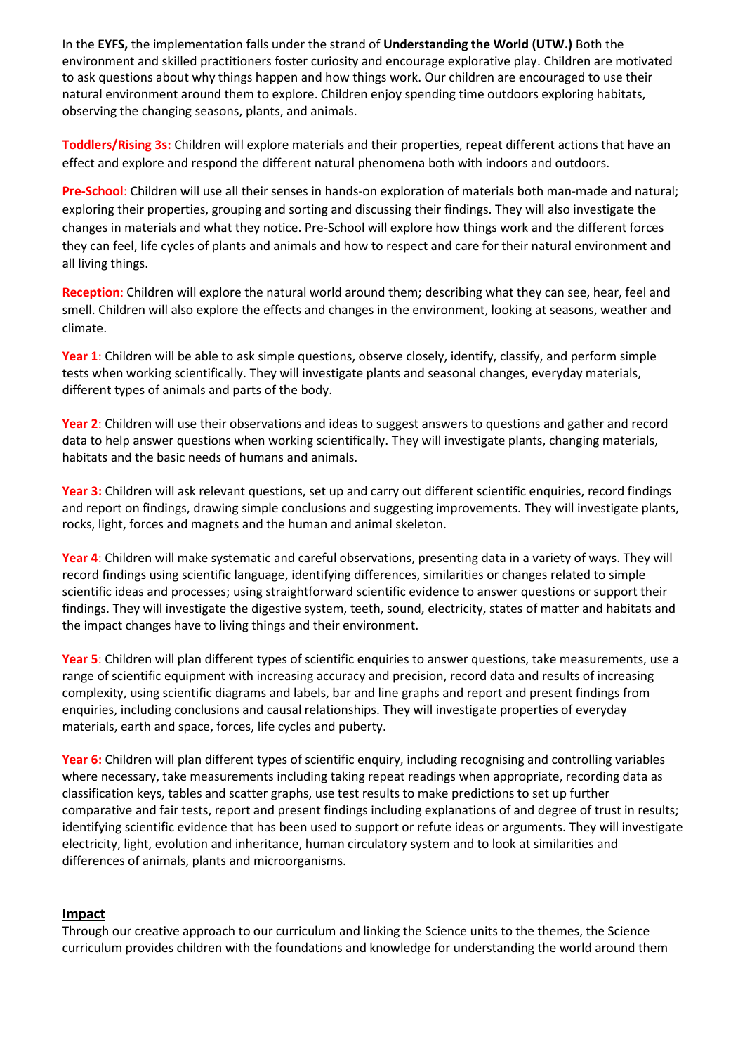In the **EYFS,** the implementation falls under the strand of **Understanding the World (UTW.)** Both the environment and skilled practitioners foster curiosity and encourage explorative play. Children are motivated to ask questions about why things happen and how things work. Our children are encouraged to use their natural environment around them to explore. Children enjoy spending time outdoors exploring habitats, observing the changing seasons, plants, and animals.

**Toddlers/Rising 3s:** Children will explore materials and their properties, repeat different actions that have an effect and explore and respond the different natural phenomena both with indoors and outdoors.

**Pre-School**: Children will use all their senses in hands-on exploration of materials both man-made and natural; exploring their properties, grouping and sorting and discussing their findings. They will also investigate the changes in materials and what they notice. Pre-School will explore how things work and the different forces they can feel, life cycles of plants and animals and how to respect and care for their natural environment and all living things.

**Reception**: Children will explore the natural world around them; describing what they can see, hear, feel and smell. Children will also explore the effects and changes in the environment, looking at seasons, weather and climate.

**Year 1**: Children will be able to ask simple questions, observe closely, identify, classify, and perform simple tests when working scientifically. They will investigate plants and seasonal changes, everyday materials, different types of animals and parts of the body.

**Year 2**: Children will use their observations and ideas to suggest answers to questions and gather and record data to help answer questions when working scientifically. They will investigate plants, changing materials, habitats and the basic needs of humans and animals.

**Year 3:** Children will ask relevant questions, set up and carry out different scientific enquiries, record findings and report on findings, drawing simple conclusions and suggesting improvements. They will investigate plants, rocks, light, forces and magnets and the human and animal skeleton.

**Year 4**: Children will make systematic and careful observations, presenting data in a variety of ways. They will record findings using scientific language, identifying differences, similarities or changes related to simple scientific ideas and processes; using straightforward scientific evidence to answer questions or support their findings. They will investigate the digestive system, teeth, sound, electricity, states of matter and habitats and the impact changes have to living things and their environment.

**Year 5**: Children will plan different types of scientific enquiries to answer questions, take measurements, use a range of scientific equipment with increasing accuracy and precision, record data and results of increasing complexity, using scientific diagrams and labels, bar and line graphs and report and present findings from enquiries, including conclusions and causal relationships. They will investigate properties of everyday materials, earth and space, forces, life cycles and puberty.

**Year 6:** Children will plan different types of scientific enquiry, including recognising and controlling variables where necessary, take measurements including taking repeat readings when appropriate, recording data as classification keys, tables and scatter graphs, use test results to make predictions to set up further comparative and fair tests, report and present findings including explanations of and degree of trust in results; identifying scientific evidence that has been used to support or refute ideas or arguments. They will investigate electricity, light, evolution and inheritance, human circulatory system and to look at similarities and differences of animals, plants and microorganisms.

## Impact

Through our creative approach to our curriculum and linking the Science units to the themes, the Science curriculum provides children with the foundations and knowledge for understanding the world around them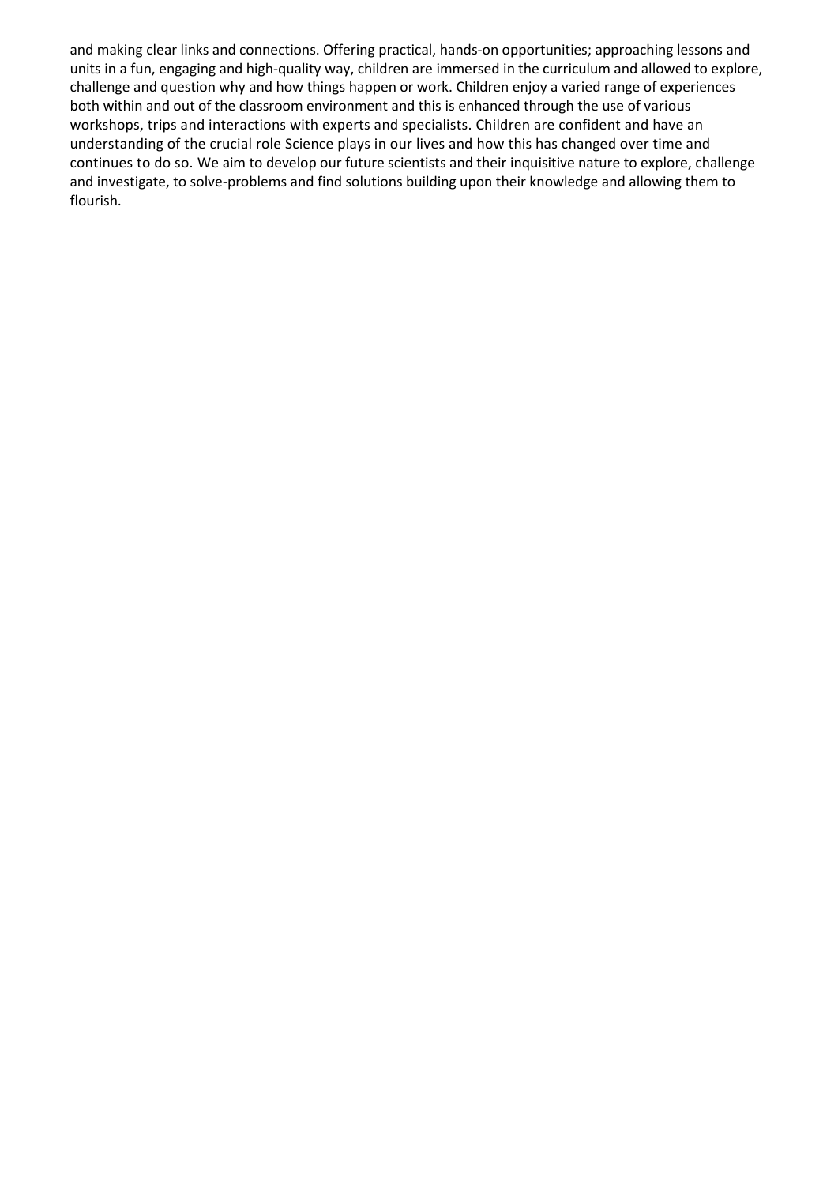and making clear links and connections. Offering practical, hands-on opportunities; approaching lessons and units in a fun, engaging and high-quality way, children are immersed in the curriculum and allowed to explore, challenge and question why and how things happen or work. Children enjoy a varied range of experiences both within and out of the classroom environment and this is enhanced through the use of various workshops, trips and interactions with experts and specialists. Children are confident and have an understanding of the crucial role Science plays in our lives and how this has changed over time and continues to do so. We aim to develop our future scientists and their inquisitive nature to explore, challenge and investigate, to solve-problems and find solutions building upon their knowledge and allowing them to flourish.